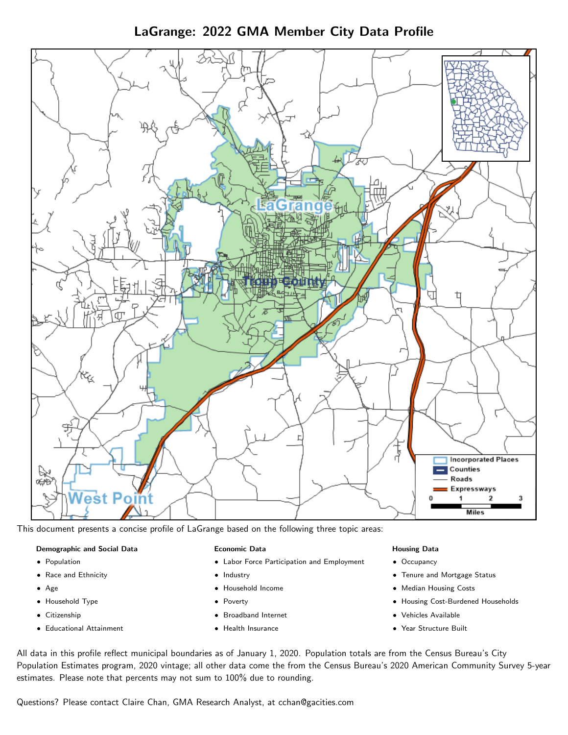# LaGrange: 2022 GMA Member City Data Profile

This document presents a concise profile of LaGrange based on the following three topic areas:

**Demographic and Social Data**

- Population
- Race and Ethnicity
- Age
- Household Type
- Citizenship
- Educational Attainment

**Economic Data**

- Labor Force Participation and Employment
- Industry
- Household Income
- Poverty
- Broadband Internet
- Health Insurance

**Housing Data**

- Occupancy
- Tenure and Mortgage Status
- Median Housing Costs
- Housing Cost-Burdened Households
- Vehicles Available
- Year Structure Built

All data in this profile reflect municipal boundaries as of January 1, 2020. Population totals are from the Census Bureau's City Population Estimates program, 2020 vintage; all other data come the from the Census Bureau's 2020 American Community Survey 5-year estimates. Please note that percents may not sum to 100% due to rounding.

Questions? Please contact Claire Chan, GMA Research Analyst, at cchan@gacities.com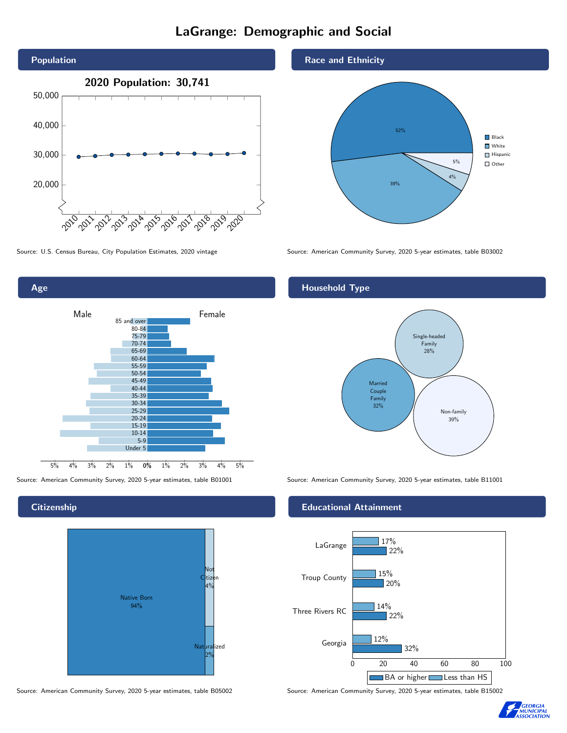# LaGrange: Demographic and Social

## Population

**2020 Population: 30,741**

Source: U.S. Census Bureau, City Population Estimates, 2020 vintage

## Race and Ethnicity

| Race/Ethnicity | Percent |
| --- | --- |
| Black | 52% |
| White | 39% |
| Hispanic | 4% |
| Other | 5% |

Source: American Community Survey, 2020 5-year estimates, table B03002

## Age

Source: American Community Survey, 2020 5-year estimates, table B01001

## Household Type

| Household Type | Percent |
| --- | --- |
| Single-headed Family | 28% |
| Married Couple Family | 32% |
| Non-family | 39% |

Source: American Community Survey, 2020 5-year estimates, table B11001

## Citizenship

| Citizenship | Percent |
| --- | --- |
| Native Born | 94% |
| Not Citizen | 4% |
| Naturalized | 2% |

Source: American Community Survey, 2020 5-year estimates, table B05002

## Educational Attainment

| Area | Less than HS | BA or higher |
| --- | --- | --- |
| LaGrange | 17% | 22% |
| Troup County | 15% | 20% |
| Three Rivers RC | 14% | 22% |
| Georgia | 12% | 32% |

Source: American Community Survey, 2020 5-year estimates, table B15002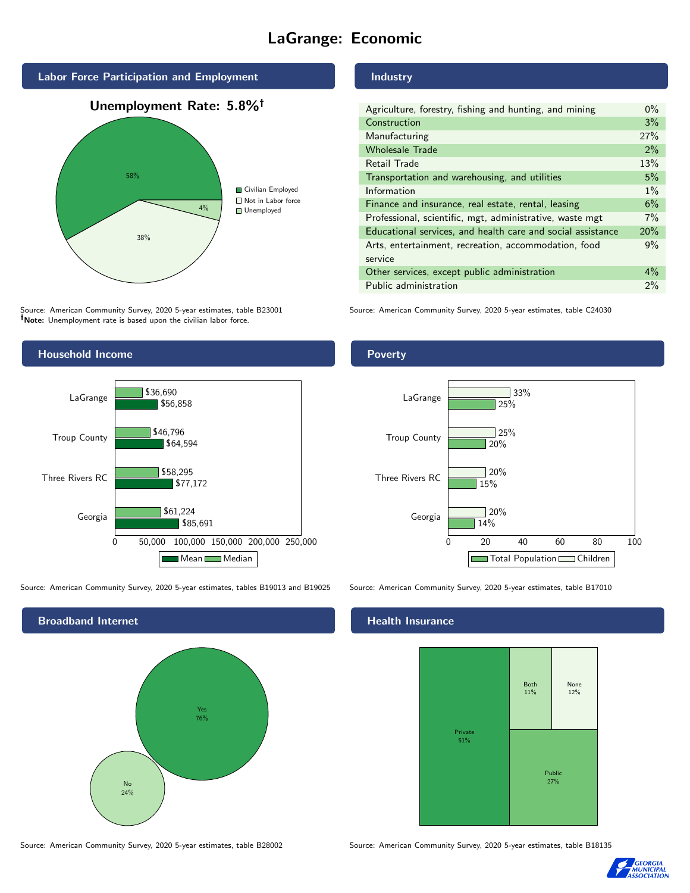# LaGrange: Economic

## Labor Force Participation and Employment

**Unemployment Rate: 5.8%†**

| Category | Percent |
|---|---|
| Civilian Employed | 58% |
| Not in Labor force | 38% |
| Unemployed | 4% |

Source: American Community Survey, 2020 5-year estimates, table B23001
**†Note:** Unemployment rate is based upon the civilian labor force.

## Industry

| Industry | Percent |
|---|---|
| Agriculture, forestry, fishing and hunting, and mining | 0% |
| Construction | 3% |
| Manufacturing | 27% |
| Wholesale Trade | 2% |
| Retail Trade | 13% |
| Transportation and warehousing, and utilities | 5% |
| Information | 1% |
| Finance and insurance, real estate, rental, leasing | 6% |
| Professional, scientific, mgt, administrative, waste mgt | 7% |
| Educational services, and health care and social assistance | 20% |
| Arts, entertainment, recreation, accommodation, food service | 9% |
| Other services, except public administration | 4% |
| Public administration | 2% |

Source: American Community Survey, 2020 5-year estimates, table C24030

## Household Income

| Area | Median | Mean |
|---|---|---|
| LaGrange | $36,690 | $56,858 |
| Troup County | $46,796 | $64,594 |
| Three Rivers RC | $58,295 | $77,172 |
| Georgia | $61,224 | $85,691 |

Source: American Community Survey, 2020 5-year estimates, tables B19013 and B19025

## Poverty

| Area | Children | Total Population |
|---|---|---|
| LaGrange | 33% | 25% |
| Troup County | 25% | 20% |
| Three Rivers RC | 20% | 15% |
| Georgia | 20% | 14% |

Source: American Community Survey, 2020 5-year estimates, table B17010

## Broadband Internet

| Response | Percent |
|---|---|
| Yes | 76% |
| No | 24% |

Source: American Community Survey, 2020 5-year estimates, table B28002

## Health Insurance

| Type | Percent |
|---|---|
| Private | 51% |
| Public | 27% |
| Both | 11% |
| None | 12% |

Source: American Community Survey, 2020 5-year estimates, table B18135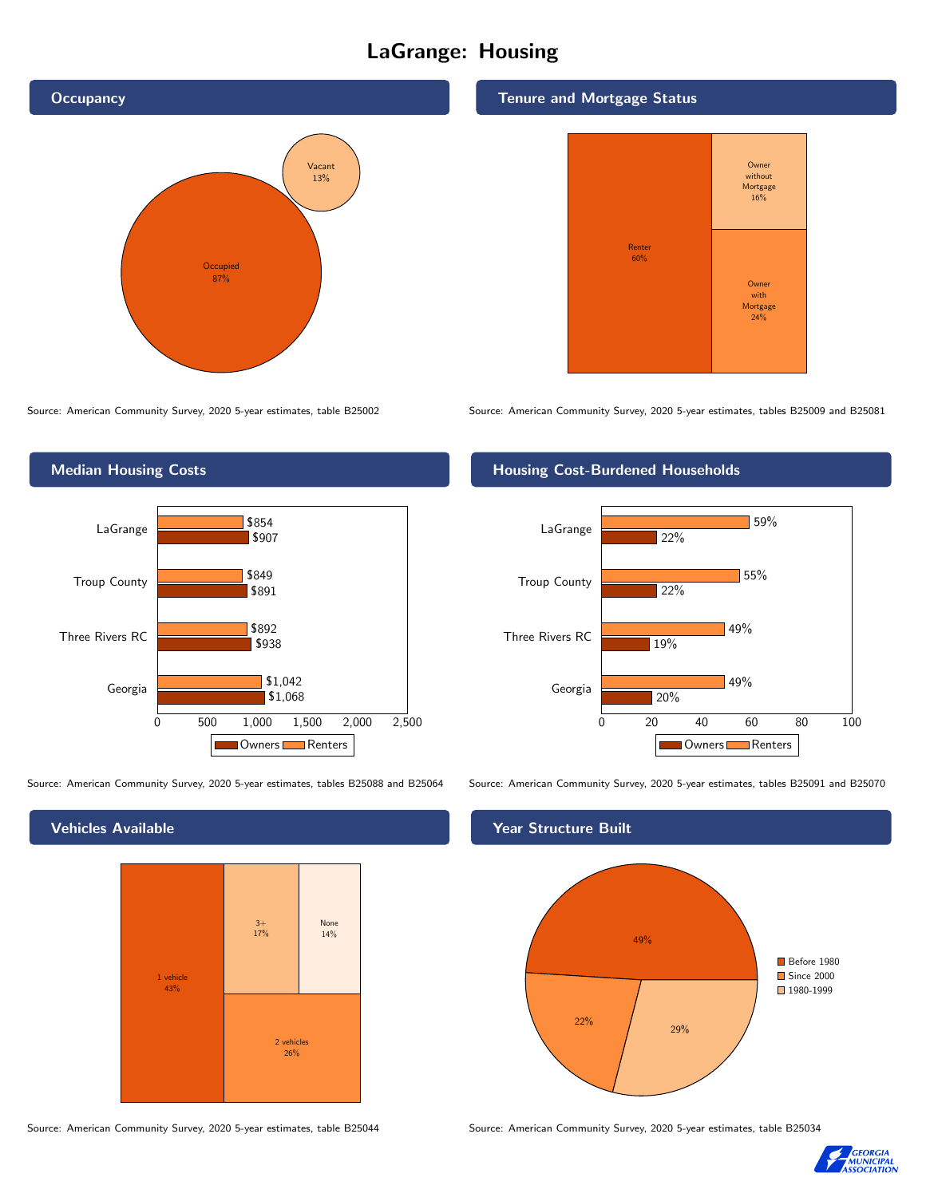# LaGrange: Housing

## Occupancy

Vacant
13%

Occupied
87%

Source: American Community Survey, 2020 5-year estimates, table B25002

## Tenure and Mortgage Status

Renter
60%

Owner without Mortgage
16%

Owner with Mortgage
24%

Source: American Community Survey, 2020 5-year estimates, tables B25009 and B25081

## Median Housing Costs

LaGrange
$854
$907

Troup County
$849
$891

Three Rivers RC
$892
$938

Georgia
$1,042
$1,068

0 500 1,000 1,500 2,000 2,500

Owners Renters

Source: American Community Survey, 2020 5-year estimates, tables B25088 and B25064

## Housing Cost-Burdened Households

LaGrange
59%
22%

Troup County
55%
22%

Three Rivers RC
49%
19%

Georgia
49%
20%

0 20 40 60 80 100

Owners Renters

Source: American Community Survey, 2020 5-year estimates, tables B25091 and B25070

## Vehicles Available

1 vehicle
43%

3+
17%

None
14%

2 vehicles
26%

Source: American Community Survey, 2020 5-year estimates, table B25044

## Year Structure Built

49%
22%
29%

Before 1980
Since 2000
1980-1999

Source: American Community Survey, 2020 5-year estimates, table B25034

GEORGIA MUNICIPAL ASSOCIATION